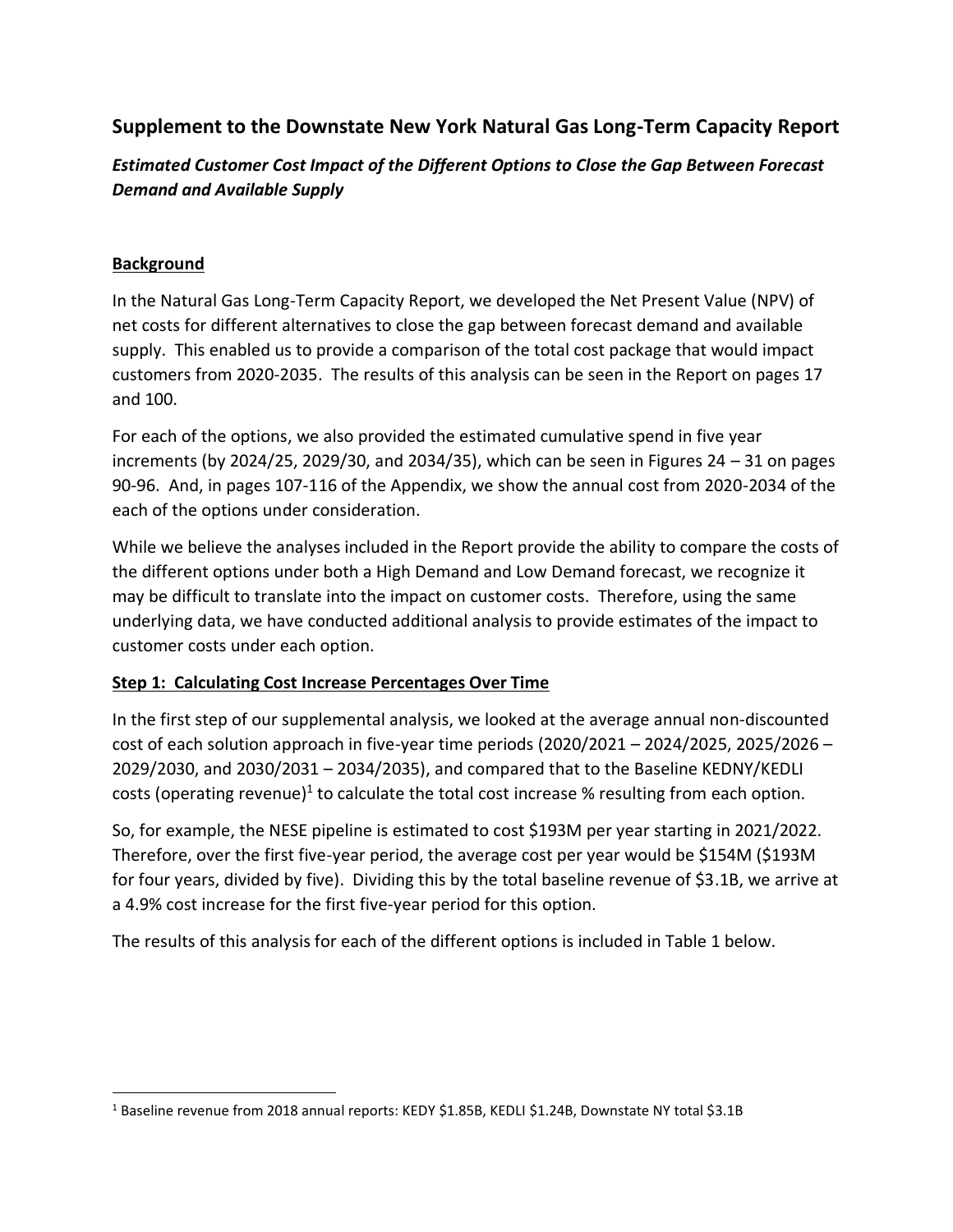## Supplement to the Downstate New York Natural Gas Long-Term Capacity Report

### *Estimated Customer Cost Impact of the Different Options to Close the Gap Between Forecast Demand and Available Supply*

**Background**

In the Natural Gas Long-Term Capacity Report, we developed the Net Present Value (NPV) of net costs for different alternatives to close the gap between forecast demand and available supply. This enabled us to provide a comparison of the total cost package that would impact customers from 2020-2035. The results of this analysis can be seen in the Report on pages 17 and 100.

For each of the options, we also provided the estimated cumulative spend in five year increments (by 2024/25, 2029/30, and 2034/35), which can be seen in Figures 24 – 31 on pages 90-96. And, in pages 107-116 of the Appendix, we show the annual cost from 2020-2034 of the each of the options under consideration.

While we believe the analyses included in the Report provide the ability to compare the costs of the different options under both a High Demand and Low Demand forecast, we recognize it may be difficult to translate into the impact on customer costs. Therefore, using the same underlying data, we have conducted additional analysis to provide estimates of the impact to customer costs under each option.

**Step 1: Calculating Cost Increase Percentages Over Time**

In the first step of our supplemental analysis, we looked at the average annual non-discounted cost of each solution approach in five-year time periods (2020/2021 – 2024/2025, 2025/2026 – 2029/2030, and 2030/2031 – 2034/2035), and compared that to the Baseline KEDNY/KEDLI costs (operating revenue)[1] to calculate the total cost increase % resulting from each option.

So, for example, the NESE pipeline is estimated to cost $193M per year starting in 2021/2022. Therefore, over the first five-year period, the average cost per year would be $154M ($193M for four years, divided by five). Dividing this by the total baseline revenue of $3.1B, we arrive at a 4.9% cost increase for the first five-year period for this option.

The results of this analysis for each of the different options is included in Table 1 below.

[1] Baseline revenue from 2018 annual reports: KEDY $1.85B, KEDLI $1.24B, Downstate NY total $3.1B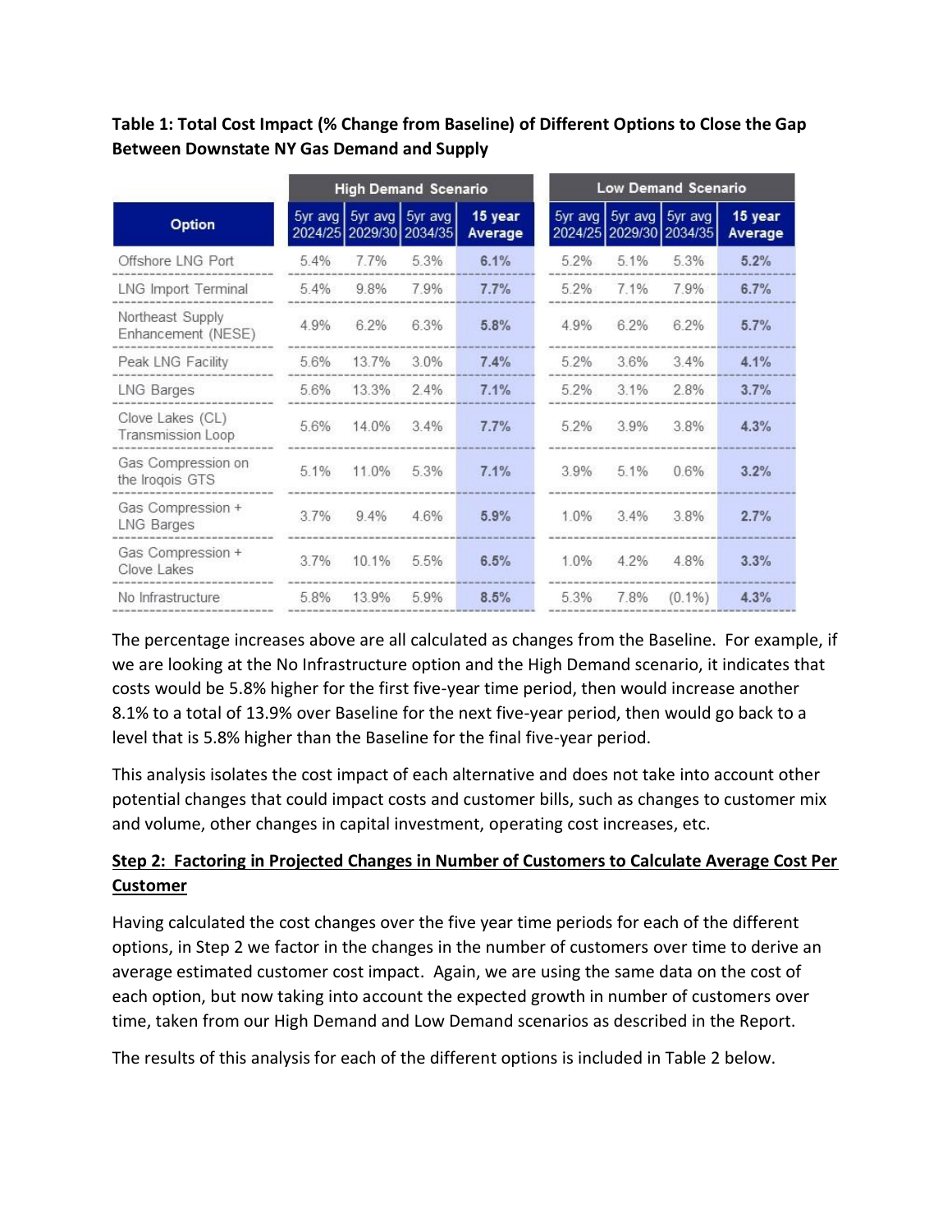**Table 1: Total Cost Impact (% Change from Baseline) of Different Options to Close the Gap Between Downstate NY Gas Demand and Supply**

| Option | High Demand Scenario | | | | Low Demand Scenario | | | |
|---|---|---|---|---|---|---|---|---|
| | 5yr avg 2024/25 | 5yr avg 2029/30 | 5yr avg 2034/35 | 15 year Average | 5yr avg 2024/25 | 5yr avg 2029/30 | 5yr avg 2034/35 | 15 year Average |
| Offshore LNG Port | 5.4% | 7.7% | 5.3% | **6.1%** | 5.2% | 5.1% | 5.3% | **5.2%** |
| LNG Import Terminal | 5.4% | 9.8% | 7.9% | **7.7%** | 5.2% | 7.1% | 7.9% | **6.7%** |
| Northeast Supply Enhancement (NESE) | 4.9% | 6.2% | 6.3% | **5.8%** | 4.9% | 6.2% | 6.2% | **5.7%** |
| Peak LNG Facility | 5.6% | 13.7% | 3.0% | **7.4%** | 5.2% | 3.6% | 3.4% | **4.1%** |
| LNG Barges | 5.6% | 13.3% | 2.4% | **7.1%** | 5.2% | 3.1% | 2.8% | **3.7%** |
| Clove Lakes (CL) Transmission Loop | 5.6% | 14.0% | 3.4% | **7.7%** | 5.2% | 3.9% | 3.8% | **4.3%** |
| Gas Compression on the Iroqois GTS | 5.1% | 11.0% | 5.3% | **7.1%** | 3.9% | 5.1% | 0.6% | **3.2%** |
| Gas Compression + LNG Barges | 3.7% | 9.4% | 4.6% | **5.9%** | 1.0% | 3.4% | 3.8% | **2.7%** |
| Gas Compression + Clove Lakes | 3.7% | 10.1% | 5.5% | **6.5%** | 1.0% | 4.2% | 4.8% | **3.3%** |
| No Infrastructure | 5.8% | 13.9% | 5.9% | **8.5%** | 5.3% | 7.8% | (0.1%) | **4.3%** |

The percentage increases above are all calculated as changes from the Baseline. For example, if we are looking at the No Infrastructure option and the High Demand scenario, it indicates that costs would be 5.8% higher for the first five-year time period, then would increase another 8.1% to a total of 13.9% over Baseline for the next five-year period, then would go back to a level that is 5.8% higher than the Baseline for the final five-year period.

This analysis isolates the cost impact of each alternative and does not take into account other potential changes that could impact costs and customer bills, such as changes to customer mix and volume, other changes in capital investment, operating cost increases, etc.

**Step 2: Factoring in Projected Changes in Number of Customers to Calculate Average Cost Per Customer**

Having calculated the cost changes over the five year time periods for each of the different options, in Step 2 we factor in the changes in the number of customers over time to derive an average estimated customer cost impact. Again, we are using the same data on the cost of each option, but now taking into account the expected growth in number of customers over time, taken from our High Demand and Low Demand scenarios as described in the Report.

The results of this analysis for each of the different options is included in Table 2 below.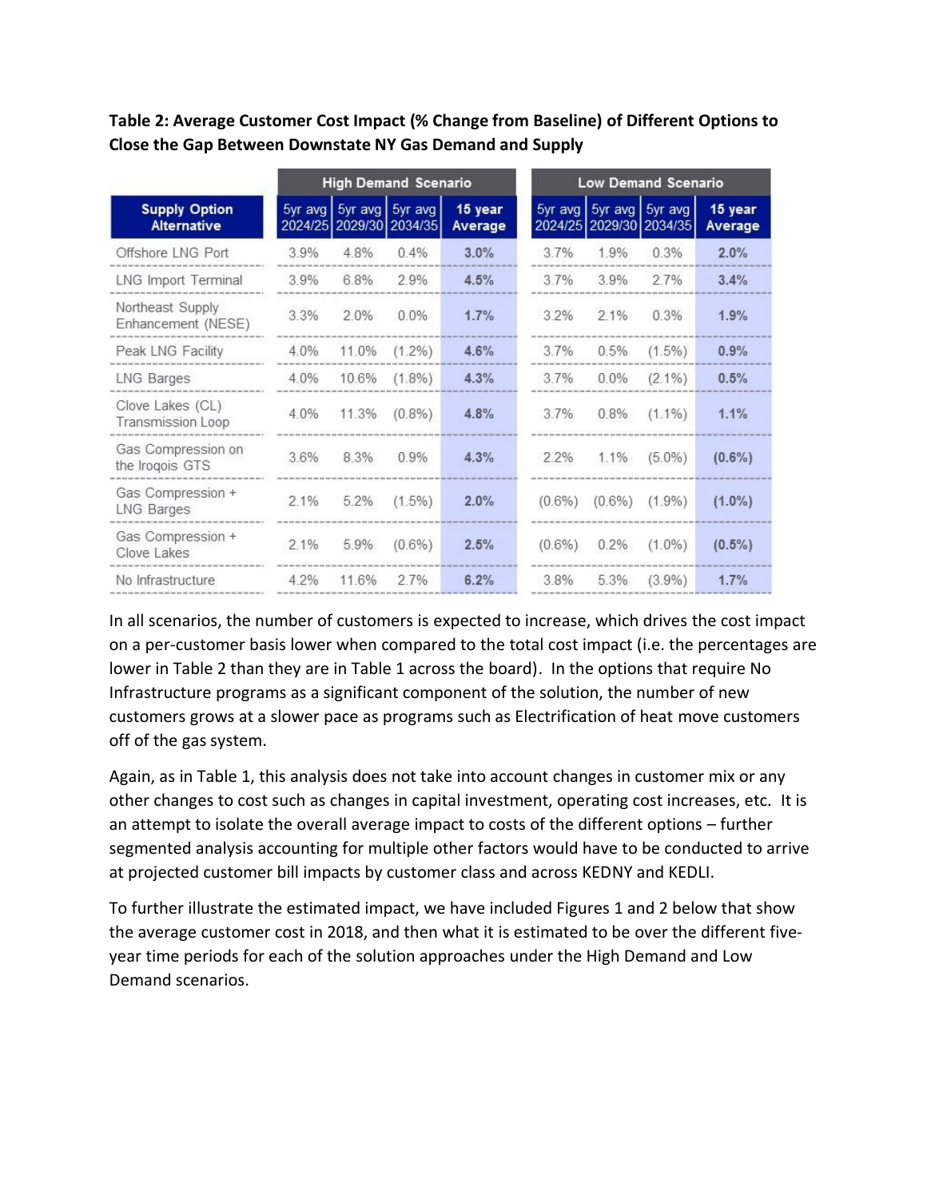**Table 2: Average Customer Cost Impact (% Change from Baseline) of Different Options to Close the Gap Between Downstate NY Gas Demand and Supply**

| | High Demand Scenario | | | | Low Demand Scenario | | | |
|---|---|---|---|---|---|---|---|---|
| **Supply Option Alternative** | 5yr avg 2024/25 | 5yr avg 2029/30 | 5yr avg 2034/35 | **15 year Average** | 5yr avg 2024/25 | 5yr avg 2029/30 | 5yr avg 2034/35 | **15 year Average** |
| Offshore LNG Port | 3.9% | 4.8% | 0.4% | **3.0%** | 3.7% | 1.9% | 0.3% | **2.0%** |
| LNG Import Terminal | 3.9% | 6.8% | 2.9% | **4.5%** | 3.7% | 3.9% | 2.7% | **3.4%** |
| Northeast Supply Enhancement (NESE) | 3.3% | 2.0% | 0.0% | **1.7%** | 3.2% | 2.1% | 0.3% | **1.9%** |
| Peak LNG Facility | 4.0% | 11.0% | (1.2%) | **4.6%** | 3.7% | 0.5% | (1.5%) | **0.9%** |
| LNG Barges | 4.0% | 10.6% | (1.8%) | **4.3%** | 3.7% | 0.0% | (2.1%) | **0.5%** |
| Clove Lakes (CL) Transmission Loop | 4.0% | 11.3% | (0.8%) | **4.8%** | 3.7% | 0.8% | (1.1%) | **1.1%** |
| Gas Compression on the Iroqois GTS | 3.6% | 8.3% | 0.9% | **4.3%** | 2.2% | 1.1% | (5.0%) | **(0.6%)** |
| Gas Compression + LNG Barges | 2.1% | 5.2% | (1.5%) | **2.0%** | (0.6%) | (0.6%) | (1.9%) | **(1.0%)** |
| Gas Compression + Clove Lakes | 2.1% | 5.9% | (0.6%) | **2.5%** | (0.6%) | 0.2% | (1.0%) | **(0.5%)** |
| No Infrastructure | 4.2% | 11.6% | 2.7% | **6.2%** | 3.8% | 5.3% | (3.9%) | **1.7%** |

In all scenarios, the number of customers is expected to increase, which drives the cost impact on a per-customer basis lower when compared to the total cost impact (i.e. the percentages are lower in Table 2 than they are in Table 1 across the board). In the options that require No Infrastructure programs as a significant component of the solution, the number of new customers grows at a slower pace as programs such as Electrification of heat move customers off of the gas system.

Again, as in Table 1, this analysis does not take into account changes in customer mix or any other changes to cost such as changes in capital investment, operating cost increases, etc. It is an attempt to isolate the overall average impact to costs of the different options – further segmented analysis accounting for multiple other factors would have to be conducted to arrive at projected customer bill impacts by customer class and across KEDNY and KEDLI.

To further illustrate the estimated impact, we have included Figures 1 and 2 below that show the average customer cost in 2018, and then what it is estimated to be over the different five-year time periods for each of the solution approaches under the High Demand and Low Demand scenarios.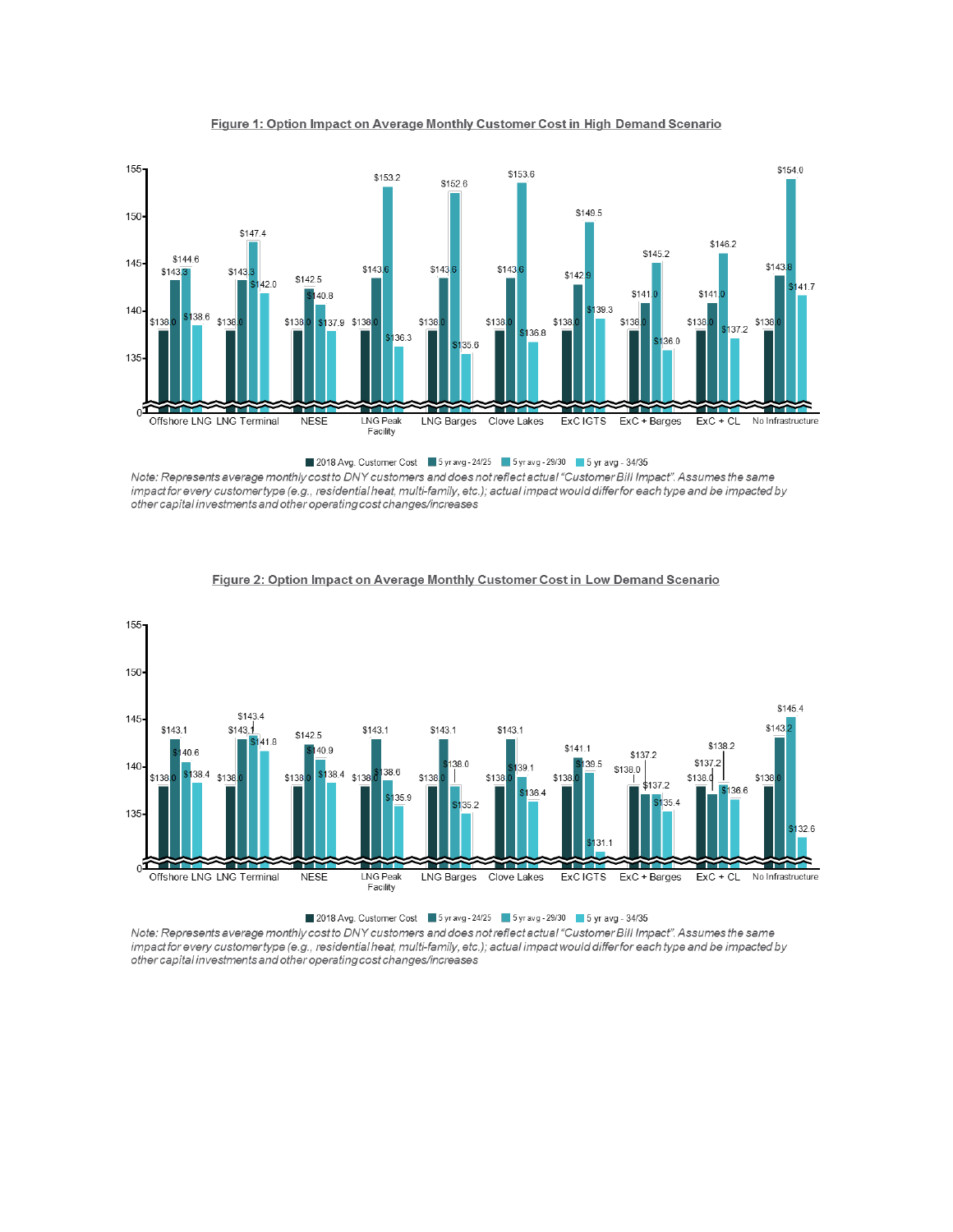**Figure 1: Option Impact on Average Monthly Customer Cost in High Demand Scenario**

155
150
145
140
135
0

$138.0 $143.3 $144.6 $138.6 — Offshore LNG
$138.0 $143.3 $147.4 $142.0 — LNG Terminal
$138.0 $142.5 $140.8 $137.9 — NESE
$138.0 $143.6 $153.2 $136.3 — LNG Peak Facility
$138.0 $143.6 $152.6 $135.6 — LNG Barges
$138.0 $143.6 $153.6 $136.8 — Clove Lakes
$138.0 $142.9 $149.5 $139.3 — ExC IGTS
$138.0 $141.0 $145.2 $136.0 — ExC + Barges
$138.0 $141.0 $146.2 $137.2 — ExC + CL
$138.0 $143.8 $154.0 $141.7 — No Infrastructure

2018 Avg. Customer Cost | 5 yr avg - 24/25 | 5 yr avg - 29/30 | 5 yr avg - 34/35

*Note: Represents average monthly cost to DNY customers and does not reflect actual "Customer Bill Impact". Assumes the same impact for every customer type (e.g., residential heat, multi-family, etc.); actual impact would differ for each type and be impacted by other capital investments and other operating cost changes/increases*

**Figure 2: Option Impact on Average Monthly Customer Cost in Low Demand Scenario**

155
150
145
140
135
0

$138.0 $143.1 $140.6 $138.4 — Offshore LNG
$138.0 $143.1 $143.4 $141.8 — LNG Terminal
$138.0 $142.5 $140.9 $138.4 — NESE
$138.0 $143.1 $138.6 $135.9 — LNG Peak Facility
$138.0 $143.1 $138.0 $135.2 — LNG Barges
$138.0 $143.1 $139.1 $136.4 — Clove Lakes
$138.0 $141.1 $139.5 $131.1 — ExC IGTS
$138.0 $137.2 $137.2 $135.4 — ExC + Barges
$138.0 $137.2 $138.2 $136.6 — ExC + CL
$138.0 $143.2 $145.4 $132.6 — No Infrastructure

2018 Avg. Customer Cost | 5 yr avg - 24/25 | 5 yr avg - 29/30 | 5 yr avg - 34/35

*Note: Represents average monthly cost to DNY customers and does not reflect actual "Customer Bill Impact". Assumes the same impact for every customer type (e.g., residential heat, multi-family, etc.); actual impact would differ for each type and be impacted by other capital investments and other operating cost changes/increases*